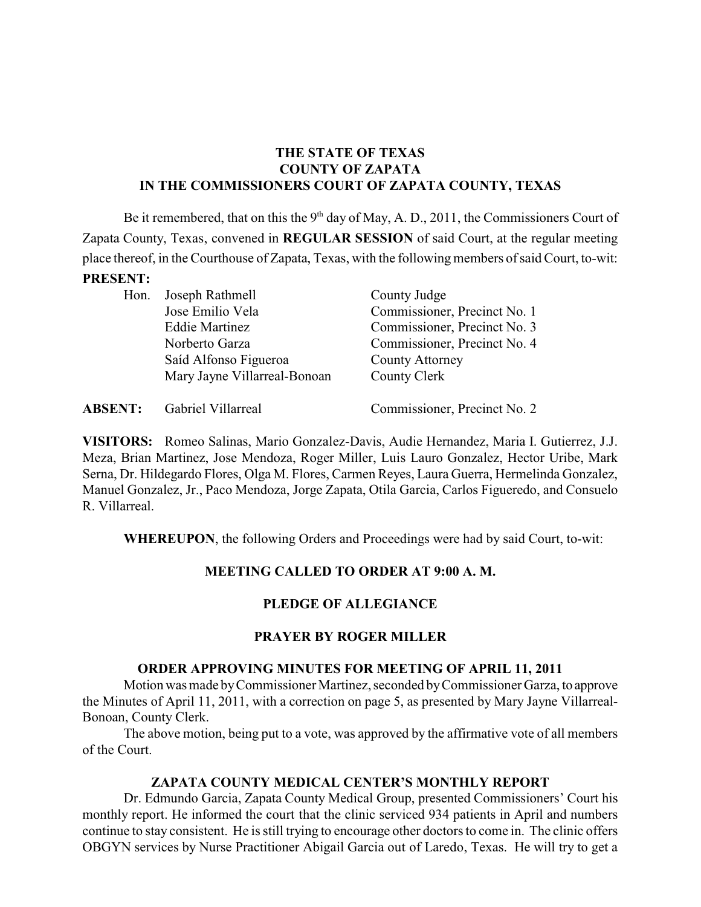**THE STATE OF TEXAS**
**COUNTY OF ZAPATA**
**IN THE COMMISSIONERS COURT OF ZAPATA COUNTY, TEXAS**

Be it remembered, that on this the 9th day of May, A. D., 2011, the Commissioners Court of Zapata County, Texas, convened in **REGULAR SESSION** of said Court, at the regular meeting place thereof, in the Courthouse of Zapata, Texas, with the following members of said Court, to-wit:

**PRESENT:**

| | | |
|---|---|---|
| Hon. | Joseph Rathmell | County Judge |
| | Jose Emilio Vela | Commissioner, Precinct No. 1 |
| | Eddie Martinez | Commissioner, Precinct No. 3 |
| | Norberto Garza | Commissioner, Precinct No. 4 |
| | Saíd Alfonso Figueroa | County Attorney |
| | Mary Jayne Villarreal-Bonoan | County Clerk |

**ABSENT:** Gabriel Villarreal — Commissioner, Precinct No. 2

**VISITORS:** Romeo Salinas, Mario Gonzalez-Davis, Audie Hernandez, Maria I. Gutierrez, J.J. Meza, Brian Martinez, Jose Mendoza, Roger Miller, Luis Lauro Gonzalez, Hector Uribe, Mark Serna, Dr. Hildegardo Flores, Olga M. Flores, Carmen Reyes, Laura Guerra, Hermelinda Gonzalez, Manuel Gonzalez, Jr., Paco Mendoza, Jorge Zapata, Otila Garcia, Carlos Figueredo, and Consuelo R. Villarreal.

**WHEREUPON**, the following Orders and Proceedings were had by said Court, to-wit:

**MEETING CALLED TO ORDER AT 9:00 A. M.**

**PLEDGE OF ALLEGIANCE**

**PRAYER BY ROGER MILLER**

**ORDER APPROVING MINUTES FOR MEETING OF APRIL 11, 2011**

Motion was made by Commissioner Martinez, seconded by Commissioner Garza, to approve the Minutes of April 11, 2011, with a correction on page 5, as presented by Mary Jayne Villarreal-Bonoan, County Clerk.

The above motion, being put to a vote, was approved by the affirmative vote of all members of the Court.

**ZAPATA COUNTY MEDICAL CENTER'S MONTHLY REPORT**

Dr. Edmundo Garcia, Zapata County Medical Group, presented Commissioners' Court his monthly report. He informed the court that the clinic serviced 934 patients in April and numbers continue to stay consistent. He is still trying to encourage other doctors to come in. The clinic offers OBGYN services by Nurse Practitioner Abigail Garcia out of Laredo, Texas. He will try to get a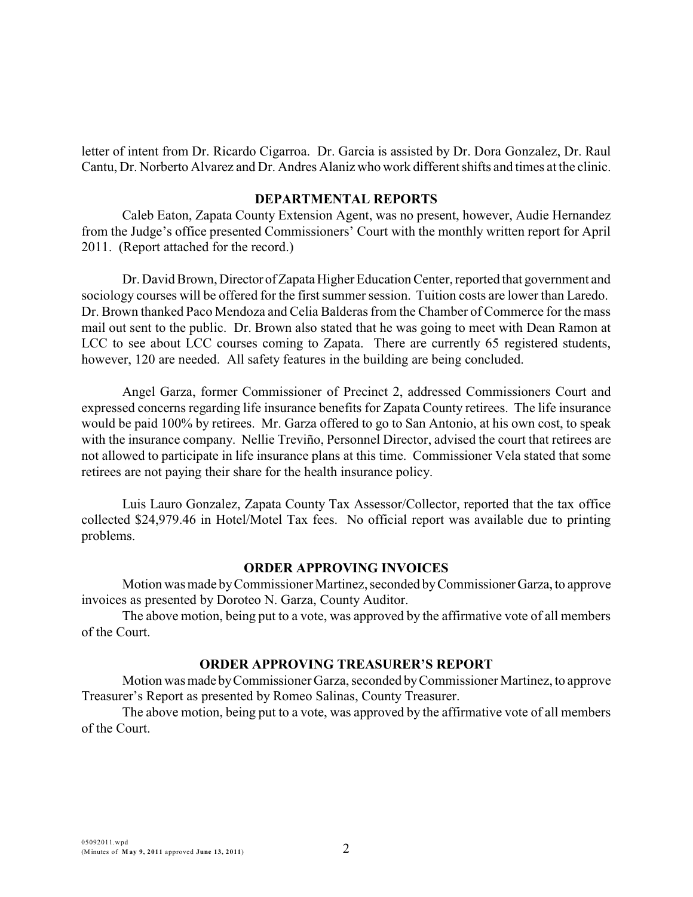letter of intent from Dr. Ricardo Cigarroa. Dr. Garcia is assisted by Dr. Dora Gonzalez, Dr. Raul Cantu, Dr. Norberto Alvarez and Dr. Andres Alaniz who work different shifts and times at the clinic.

## DEPARTMENTAL REPORTS

Caleb Eaton, Zapata County Extension Agent, was no present, however, Audie Hernandez from the Judge's office presented Commissioners' Court with the monthly written report for April 2011. (Report attached for the record.)

Dr. David Brown, Director of Zapata Higher Education Center, reported that government and sociology courses will be offered for the first summer session. Tuition costs are lower than Laredo. Dr. Brown thanked Paco Mendoza and Celia Balderas from the Chamber of Commerce for the mass mail out sent to the public. Dr. Brown also stated that he was going to meet with Dean Ramon at LCC to see about LCC courses coming to Zapata. There are currently 65 registered students, however, 120 are needed. All safety features in the building are being concluded.

Angel Garza, former Commissioner of Precinct 2, addressed Commissioners Court and expressed concerns regarding life insurance benefits for Zapata County retirees. The life insurance would be paid 100% by retirees. Mr. Garza offered to go to San Antonio, at his own cost, to speak with the insurance company. Nellie Treviño, Personnel Director, advised the court that retirees are not allowed to participate in life insurance plans at this time. Commissioner Vela stated that some retirees are not paying their share for the health insurance policy.

Luis Lauro Gonzalez, Zapata County Tax Assessor/Collector, reported that the tax office collected $24,979.46 in Hotel/Motel Tax fees. No official report was available due to printing problems.

## ORDER APPROVING INVOICES

Motion was made by Commissioner Martinez, seconded by Commissioner Garza, to approve invoices as presented by Doroteo N. Garza, County Auditor.

The above motion, being put to a vote, was approved by the affirmative vote of all members of the Court.

## ORDER APPROVING TREASURER'S REPORT

Motion was made by Commissioner Garza, seconded by Commissioner Martinez, to approve Treasurer's Report as presented by Romeo Salinas, County Treasurer.

The above motion, being put to a vote, was approved by the affirmative vote of all members of the Court.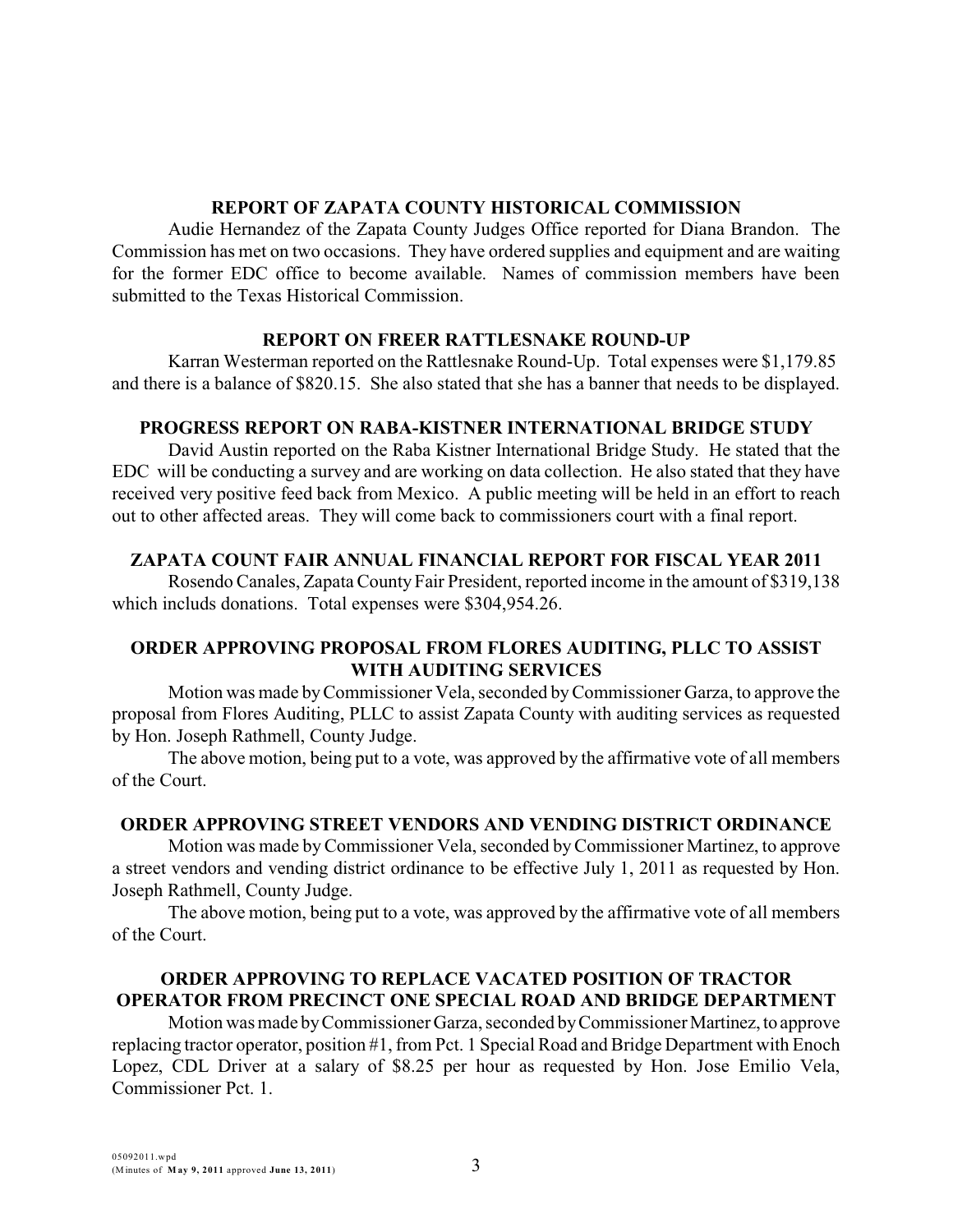## REPORT OF ZAPATA COUNTY HISTORICAL COMMISSION

Audie Hernandez of the Zapata County Judges Office reported for Diana Brandon. The Commission has met on two occasions. They have ordered supplies and equipment and are waiting for the former EDC office to become available. Names of commission members have been submitted to the Texas Historical Commission.

## REPORT ON FREER RATTLESNAKE ROUND-UP

Karran Westerman reported on the Rattlesnake Round-Up. Total expenses were $1,179.85 and there is a balance of $820.15. She also stated that she has a banner that needs to be displayed.

## PROGRESS REPORT ON RABA-KISTNER INTERNATIONAL BRIDGE STUDY

David Austin reported on the Raba Kistner International Bridge Study. He stated that the EDC will be conducting a survey and are working on data collection. He also stated that they have received very positive feed back from Mexico. A public meeting will be held in an effort to reach out to other affected areas. They will come back to commissioners court with a final report.

## ZAPATA COUNT FAIR ANNUAL FINANCIAL REPORT FOR FISCAL YEAR 2011

Rosendo Canales, Zapata County Fair President, reported income in the amount of $319,138 which includs donations. Total expenses were $304,954.26.

## ORDER APPROVING PROPOSAL FROM FLORES AUDITING, PLLC TO ASSIST WITH AUDITING SERVICES

Motion was made by Commissioner Vela, seconded by Commissioner Garza, to approve the proposal from Flores Auditing, PLLC to assist Zapata County with auditing services as requested by Hon. Joseph Rathmell, County Judge.

The above motion, being put to a vote, was approved by the affirmative vote of all members of the Court.

## ORDER APPROVING STREET VENDORS AND VENDING DISTRICT ORDINANCE

Motion was made by Commissioner Vela, seconded by Commissioner Martinez, to approve a street vendors and vending district ordinance to be effective July 1, 2011 as requested by Hon. Joseph Rathmell, County Judge.

The above motion, being put to a vote, was approved by the affirmative vote of all members of the Court.

## ORDER APPROVING TO REPLACE VACATED POSITION OF TRACTOR OPERATOR FROM PRECINCT ONE SPECIAL ROAD AND BRIDGE DEPARTMENT

Motion was made by Commissioner Garza, seconded by Commissioner Martinez, to approve replacing tractor operator, position #1, from Pct. 1 Special Road and Bridge Department with Enoch Lopez, CDL Driver at a salary of $8.25 per hour as requested by Hon. Jose Emilio Vela, Commissioner Pct. 1.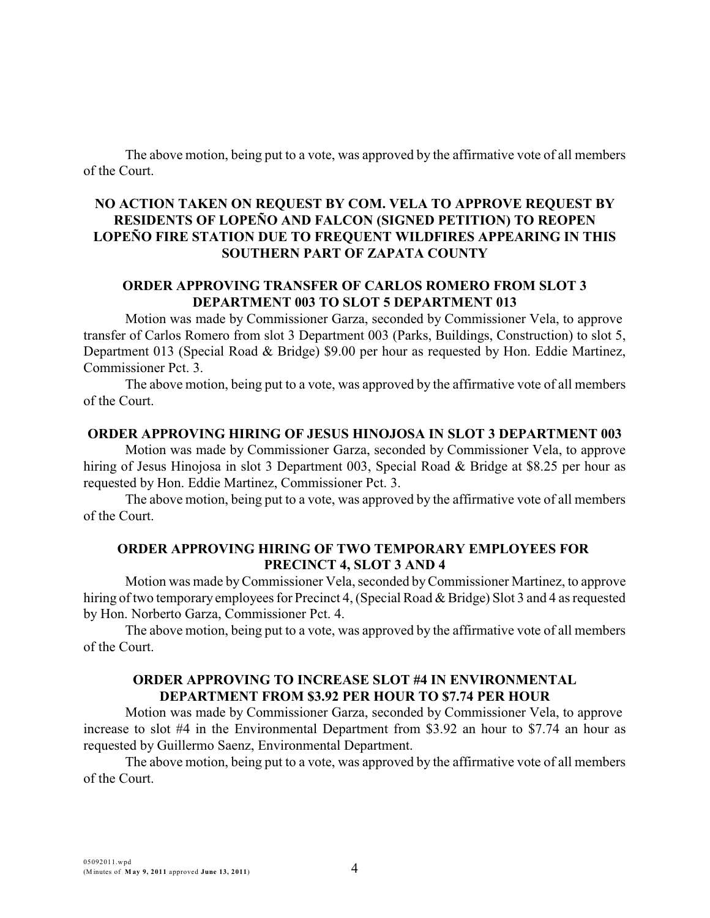The above motion, being put to a vote, was approved by the affirmative vote of all members of the Court.

### NO ACTION TAKEN ON REQUEST BY COM. VELA TO APPROVE REQUEST BY RESIDENTS OF LOPEÑO AND FALCON (SIGNED PETITION) TO REOPEN LOPEÑO FIRE STATION DUE TO FREQUENT WILDFIRES APPEARING IN THIS SOUTHERN PART OF ZAPATA COUNTY

### ORDER APPROVING TRANSFER OF CARLOS ROMERO FROM SLOT 3 DEPARTMENT 003 TO SLOT 5 DEPARTMENT 013

Motion was made by Commissioner Garza, seconded by Commissioner Vela, to approve transfer of Carlos Romero from slot 3 Department 003 (Parks, Buildings, Construction) to slot 5, Department 013 (Special Road & Bridge) $9.00 per hour as requested by Hon. Eddie Martinez, Commissioner Pct. 3.

The above motion, being put to a vote, was approved by the affirmative vote of all members of the Court.

### ORDER APPROVING HIRING OF JESUS HINOJOSA IN SLOT 3 DEPARTMENT 003

Motion was made by Commissioner Garza, seconded by Commissioner Vela, to approve hiring of Jesus Hinojosa in slot 3 Department 003, Special Road & Bridge at $8.25 per hour as requested by Hon. Eddie Martinez, Commissioner Pct. 3.

The above motion, being put to a vote, was approved by the affirmative vote of all members of the Court.

### ORDER APPROVING HIRING OF TWO TEMPORARY EMPLOYEES FOR PRECINCT 4, SLOT 3 AND 4

Motion was made by Commissioner Vela, seconded by Commissioner Martinez, to approve hiring of two temporary employees for Precinct 4, (Special Road & Bridge) Slot 3 and 4 as requested by Hon. Norberto Garza, Commissioner Pct. 4.

The above motion, being put to a vote, was approved by the affirmative vote of all members of the Court.

### ORDER APPROVING TO INCREASE SLOT #4 IN ENVIRONMENTAL DEPARTMENT FROM $3.92 PER HOUR TO $7.74 PER HOUR

Motion was made by Commissioner Garza, seconded by Commissioner Vela, to approve increase to slot #4 in the Environmental Department from $3.92 an hour to $7.74 an hour as requested by Guillermo Saenz, Environmental Department.

The above motion, being put to a vote, was approved by the affirmative vote of all members of the Court.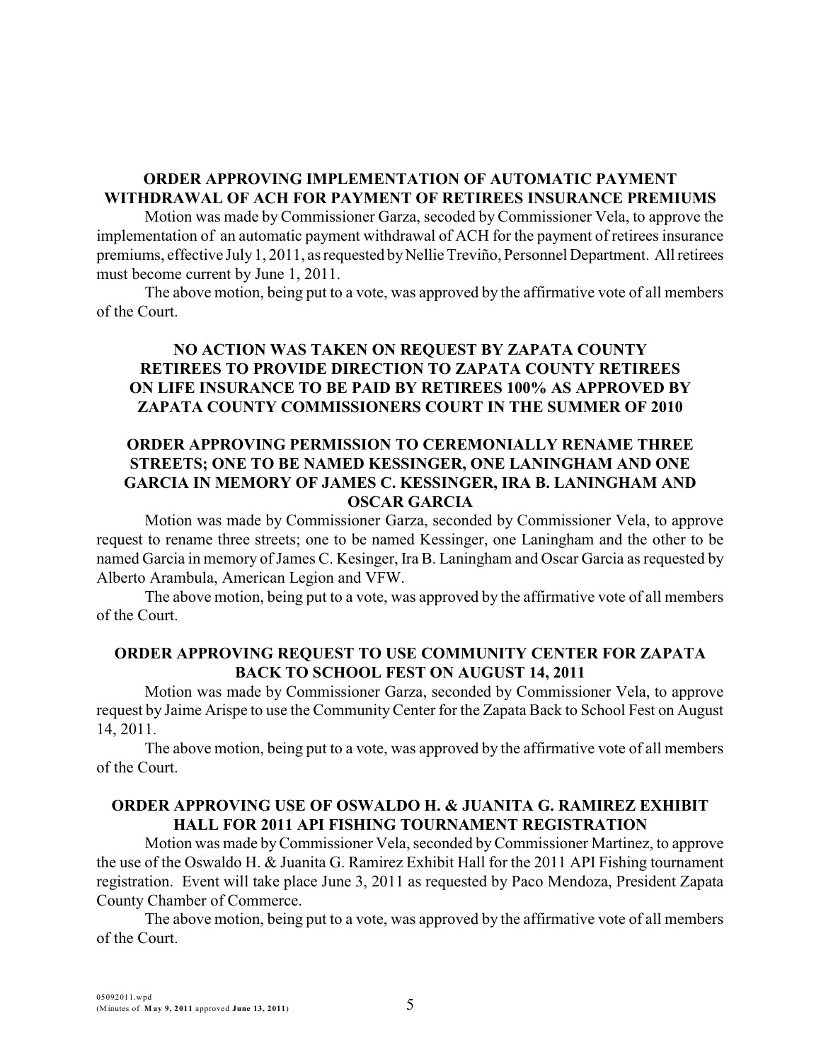## ORDER APPROVING IMPLEMENTATION OF AUTOMATIC PAYMENT WITHDRAWAL OF ACH FOR PAYMENT OF RETIREES INSURANCE PREMIUMS

Motion was made by Commissioner Garza, secoded by Commissioner Vela, to approve the implementation of an automatic payment withdrawal of ACH for the payment of retirees insurance premiums, effective July 1, 2011, as requested by Nellie Treviño, Personnel Department. All retirees must become current by June 1, 2011.

The above motion, being put to a vote, was approved by the affirmative vote of all members of the Court.

## NO ACTION WAS TAKEN ON REQUEST BY ZAPATA COUNTY RETIREES TO PROVIDE DIRECTION TO ZAPATA COUNTY RETIREES ON LIFE INSURANCE TO BE PAID BY RETIREES 100% AS APPROVED BY ZAPATA COUNTY COMMISSIONERS COURT IN THE SUMMER OF 2010

## ORDER APPROVING PERMISSION TO CEREMONIALLY RENAME THREE STREETS; ONE TO BE NAMED KESSINGER, ONE LANINGHAM AND ONE GARCIA IN MEMORY OF JAMES C. KESSINGER, IRA B. LANINGHAM AND OSCAR GARCIA

Motion was made by Commissioner Garza, seconded by Commissioner Vela, to approve request to rename three streets; one to be named Kessinger, one Laningham and the other to be named Garcia in memory of James C. Kesinger, Ira B. Laningham and Oscar Garcia as requested by Alberto Arambula, American Legion and VFW.

The above motion, being put to a vote, was approved by the affirmative vote of all members of the Court.

## ORDER APPROVING REQUEST TO USE COMMUNITY CENTER FOR ZAPATA BACK TO SCHOOL FEST ON AUGUST 14, 2011

Motion was made by Commissioner Garza, seconded by Commissioner Vela, to approve request by Jaime Arispe to use the Community Center for the Zapata Back to School Fest on August 14, 2011.

The above motion, being put to a vote, was approved by the affirmative vote of all members of the Court.

## ORDER APPROVING USE OF OSWALDO H. & JUANITA G. RAMIREZ EXHIBIT HALL FOR 2011 API FISHING TOURNAMENT REGISTRATION

Motion was made by Commissioner Vela, seconded by Commissioner Martinez, to approve the use of the Oswaldo H. & Juanita G. Ramirez Exhibit Hall for the 2011 API Fishing tournament registration. Event will take place June 3, 2011 as requested by Paco Mendoza, President Zapata County Chamber of Commerce.

The above motion, being put to a vote, was approved by the affirmative vote of all members of the Court.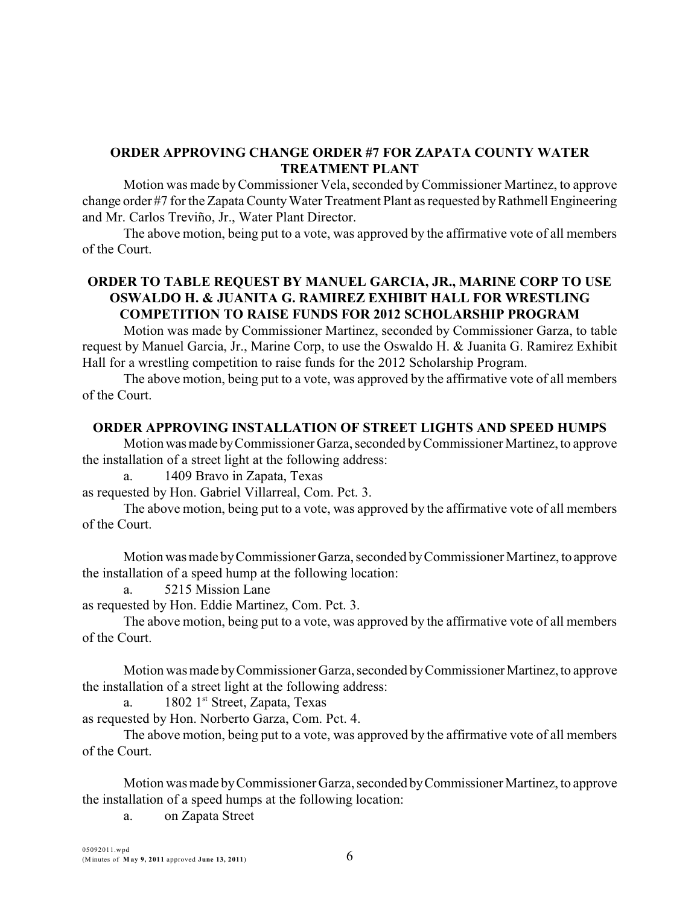## ORDER APPROVING CHANGE ORDER #7 FOR ZAPATA COUNTY WATER TREATMENT PLANT

Motion was made by Commissioner Vela, seconded by Commissioner Martinez, to approve change order #7 for the Zapata County Water Treatment Plant as requested by Rathmell Engineering and Mr. Carlos Treviño, Jr., Water Plant Director.

The above motion, being put to a vote, was approved by the affirmative vote of all members of the Court.

## ORDER TO TABLE REQUEST BY MANUEL GARCIA, JR., MARINE CORP TO USE OSWALDO H. & JUANITA G. RAMIREZ EXHIBIT HALL FOR WRESTLING COMPETITION TO RAISE FUNDS FOR 2012 SCHOLARSHIP PROGRAM

Motion was made by Commissioner Martinez, seconded by Commissioner Garza, to table request by Manuel Garcia, Jr., Marine Corp, to use the Oswaldo H. & Juanita G. Ramirez Exhibit Hall for a wrestling competition to raise funds for the 2012 Scholarship Program.

The above motion, being put to a vote, was approved by the affirmative vote of all members of the Court.

## ORDER APPROVING INSTALLATION OF STREET LIGHTS AND SPEED HUMPS

Motion was made by Commissioner Garza, seconded by Commissioner Martinez, to approve the installation of a street light at the following address:

a. 1409 Bravo in Zapata, Texas

as requested by Hon. Gabriel Villarreal, Com. Pct. 3.

The above motion, being put to a vote, was approved by the affirmative vote of all members of the Court.

Motion was made by Commissioner Garza, seconded by Commissioner Martinez, to approve the installation of a speed hump at the following location:

a. 5215 Mission Lane

as requested by Hon. Eddie Martinez, Com. Pct. 3.

The above motion, being put to a vote, was approved by the affirmative vote of all members of the Court.

Motion was made by Commissioner Garza, seconded by Commissioner Martinez, to approve the installation of a street light at the following address:

a. 1802 1st Street, Zapata, Texas

as requested by Hon. Norberto Garza, Com. Pct. 4.

The above motion, being put to a vote, was approved by the affirmative vote of all members of the Court.

Motion was made by Commissioner Garza, seconded by Commissioner Martinez, to approve the installation of a speed humps at the following location:

a. on Zapata Street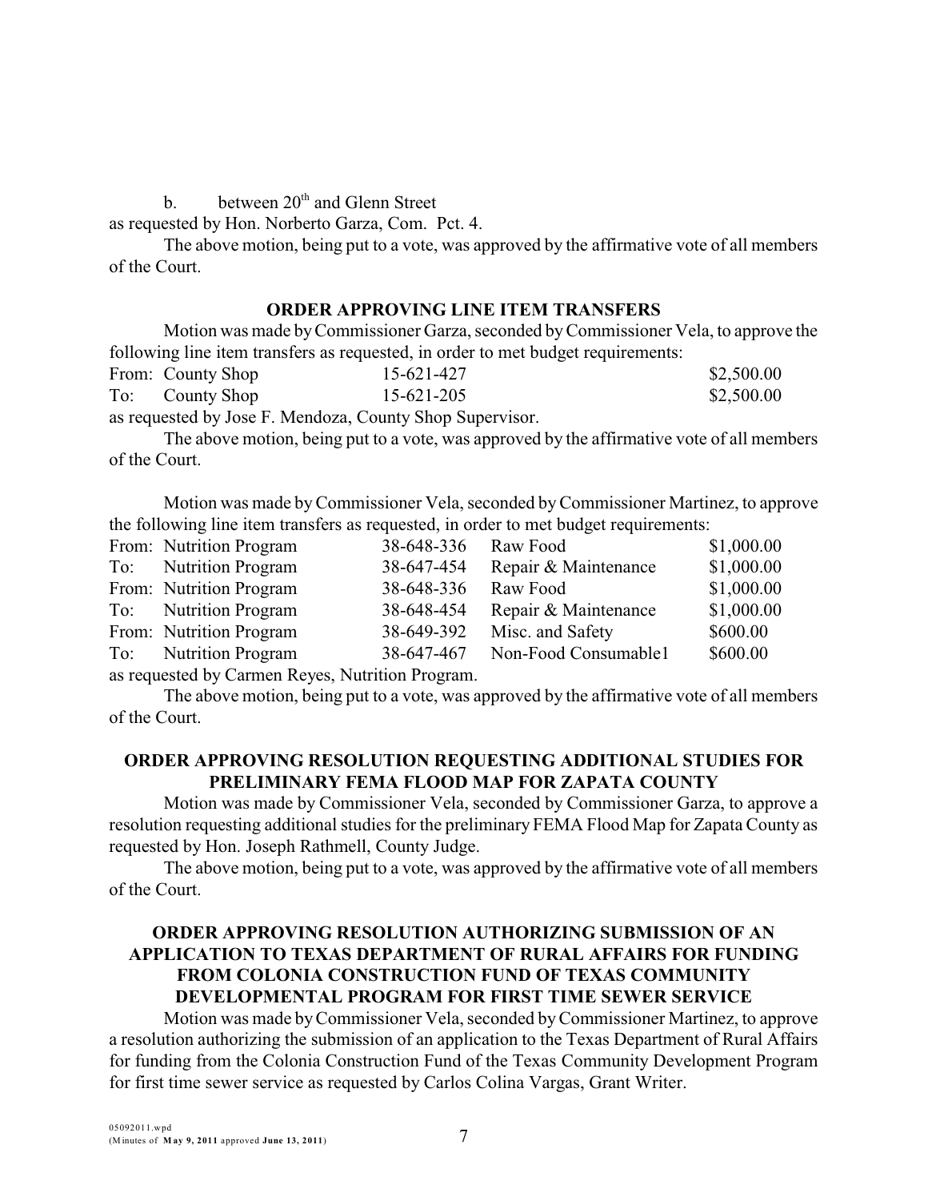b. between 20th and Glenn Street

as requested by Hon. Norberto Garza, Com. Pct. 4.

The above motion, being put to a vote, was approved by the affirmative vote of all members of the Court.

## ORDER APPROVING LINE ITEM TRANSFERS

Motion was made by Commissioner Garza, seconded by Commissioner Vela, to approve the following line item transfers as requested, in order to met budget requirements:

| | | | |
|---|---|---|---|
| From: | County Shop | 15-621-427 | $2,500.00 |
| To: | County Shop | 15-621-205 | $2,500.00 |

as requested by Jose F. Mendoza, County Shop Supervisor.

The above motion, being put to a vote, was approved by the affirmative vote of all members of the Court.

Motion was made by Commissioner Vela, seconded by Commissioner Martinez, to approve the following line item transfers as requested, in order to met budget requirements:

| | | | | |
|---|---|---|---|---|
| From: | Nutrition Program | 38-648-336 | Raw Food | $1,000.00 |
| To: | Nutrition Program | 38-647-454 | Repair & Maintenance | $1,000.00 |
| From: | Nutrition Program | 38-648-336 | Raw Food | $1,000.00 |
| To: | Nutrition Program | 38-648-454 | Repair & Maintenance | $1,000.00 |
| From: | Nutrition Program | 38-649-392 | Misc. and Safety | $600.00 |
| To: | Nutrition Program | 38-647-467 | Non-Food Consumable1 | $600.00 |

as requested by Carmen Reyes, Nutrition Program.

The above motion, being put to a vote, was approved by the affirmative vote of all members of the Court.

## ORDER APPROVING RESOLUTION REQUESTING ADDITIONAL STUDIES FOR PRELIMINARY FEMA FLOOD MAP FOR ZAPATA COUNTY

Motion was made by Commissioner Vela, seconded by Commissioner Garza, to approve a resolution requesting additional studies for the preliminary FEMA Flood Map for Zapata County as requested by Hon. Joseph Rathmell, County Judge.

The above motion, being put to a vote, was approved by the affirmative vote of all members of the Court.

## ORDER APPROVING RESOLUTION AUTHORIZING SUBMISSION OF AN APPLICATION TO TEXAS DEPARTMENT OF RURAL AFFAIRS FOR FUNDING FROM COLONIA CONSTRUCTION FUND OF TEXAS COMMUNITY DEVELOPMENTAL PROGRAM FOR FIRST TIME SEWER SERVICE

Motion was made by Commissioner Vela, seconded by Commissioner Martinez, to approve a resolution authorizing the submission of an application to the Texas Department of Rural Affairs for funding from the Colonia Construction Fund of the Texas Community Development Program for first time sewer service as requested by Carlos Colina Vargas, Grant Writer.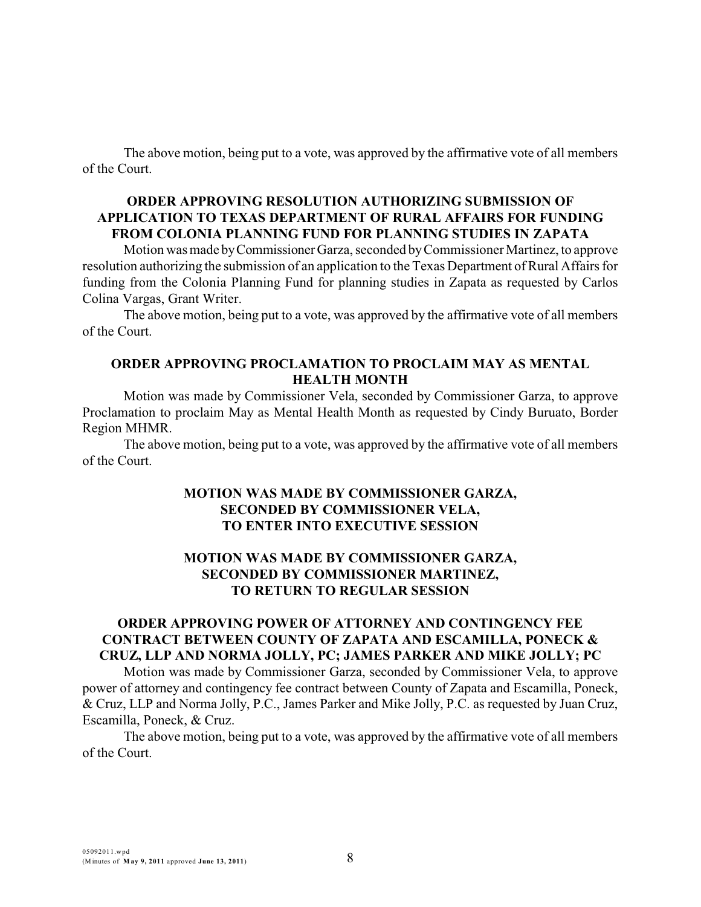The above motion, being put to a vote, was approved by the affirmative vote of all members of the Court.

**ORDER APPROVING RESOLUTION AUTHORIZING SUBMISSION OF APPLICATION TO TEXAS DEPARTMENT OF RURAL AFFAIRS FOR FUNDING FROM COLONIA PLANNING FUND FOR PLANNING STUDIES IN ZAPATA**

Motion was made by Commissioner Garza, seconded by Commissioner Martinez, to approve resolution authorizing the submission of an application to the Texas Department of Rural Affairs for funding from the Colonia Planning Fund for planning studies in Zapata as requested by Carlos Colina Vargas, Grant Writer.

The above motion, being put to a vote, was approved by the affirmative vote of all members of the Court.

**ORDER APPROVING PROCLAMATION TO PROCLAIM MAY AS MENTAL HEALTH MONTH**

Motion was made by Commissioner Vela, seconded by Commissioner Garza, to approve Proclamation to proclaim May as Mental Health Month as requested by Cindy Buruato, Border Region MHMR.

The above motion, being put to a vote, was approved by the affirmative vote of all members of the Court.

**MOTION WAS MADE BY COMMISSIONER GARZA, SECONDED BY COMMISSIONER VELA, TO ENTER INTO EXECUTIVE SESSION**

**MOTION WAS MADE BY COMMISSIONER GARZA, SECONDED BY COMMISSIONER MARTINEZ, TO RETURN TO REGULAR SESSION**

**ORDER APPROVING POWER OF ATTORNEY AND CONTINGENCY FEE CONTRACT BETWEEN COUNTY OF ZAPATA AND ESCAMILLA, PONECK & CRUZ, LLP AND NORMA JOLLY, PC; JAMES PARKER AND MIKE JOLLY; PC**

Motion was made by Commissioner Garza, seconded by Commissioner Vela, to approve power of attorney and contingency fee contract between County of Zapata and Escamilla, Poneck, & Cruz, LLP and Norma Jolly, P.C., James Parker and Mike Jolly, P.C. as requested by Juan Cruz, Escamilla, Poneck, & Cruz.

The above motion, being put to a vote, was approved by the affirmative vote of all members of the Court.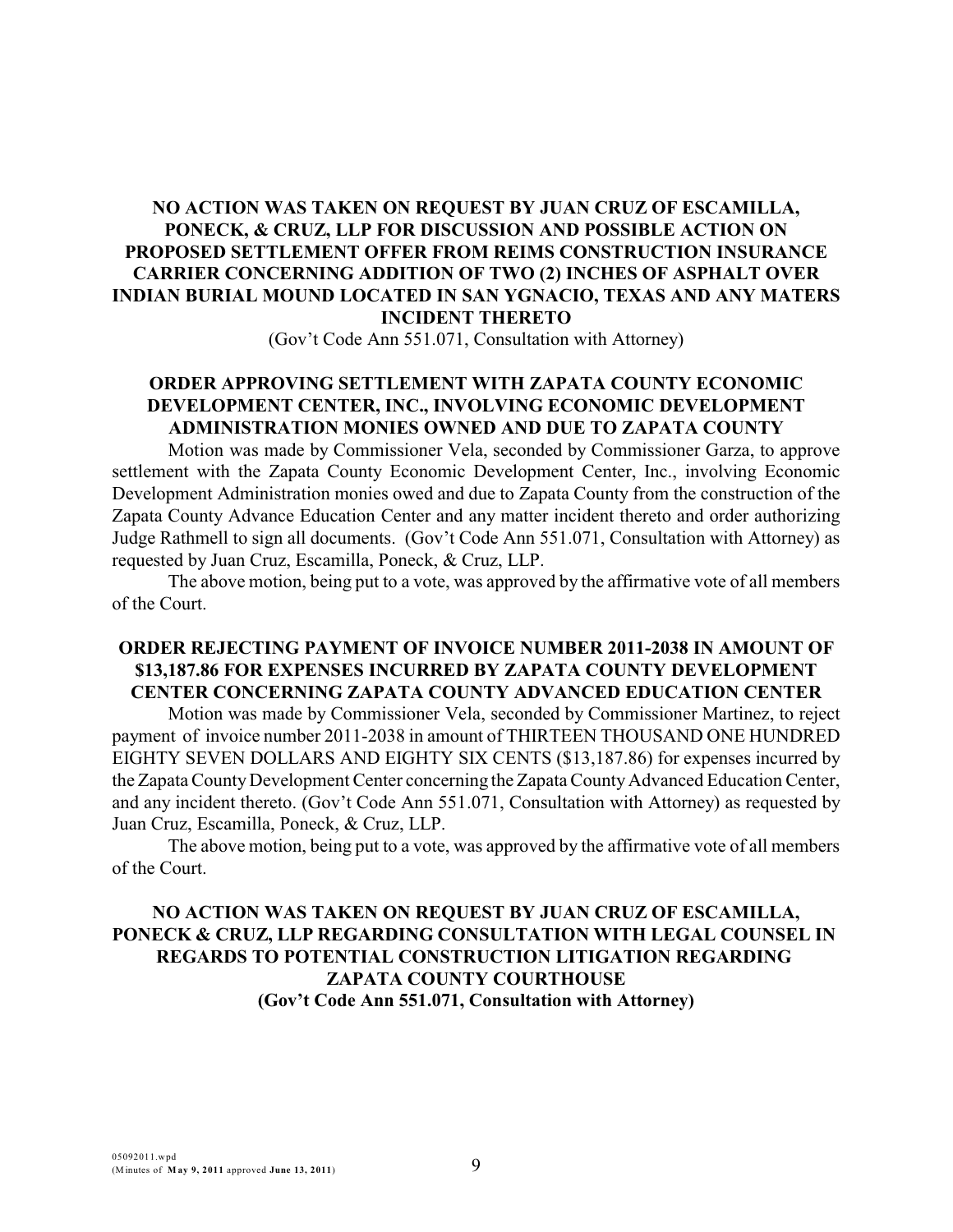**NO ACTION WAS TAKEN ON REQUEST BY JUAN CRUZ OF ESCAMILLA, PONECK, & CRUZ, LLP FOR DISCUSSION AND POSSIBLE ACTION ON PROPOSED SETTLEMENT OFFER FROM REIMS CONSTRUCTION INSURANCE CARRIER CONCERNING ADDITION OF TWO (2) INCHES OF ASPHALT OVER INDIAN BURIAL MOUND LOCATED IN SAN YGNACIO, TEXAS AND ANY MATERS INCIDENT THERETO**

(Gov't Code Ann 551.071, Consultation with Attorney)

**ORDER APPROVING SETTLEMENT WITH ZAPATA COUNTY ECONOMIC DEVELOPMENT CENTER, INC., INVOLVING ECONOMIC DEVELOPMENT ADMINISTRATION MONIES OWNED AND DUE TO ZAPATA COUNTY**

Motion was made by Commissioner Vela, seconded by Commissioner Garza, to approve settlement with the Zapata County Economic Development Center, Inc., involving Economic Development Administration monies owed and due to Zapata County from the construction of the Zapata County Advance Education Center and any matter incident thereto and order authorizing Judge Rathmell to sign all documents. (Gov't Code Ann 551.071, Consultation with Attorney) as requested by Juan Cruz, Escamilla, Poneck, & Cruz, LLP.

The above motion, being put to a vote, was approved by the affirmative vote of all members of the Court.

**ORDER REJECTING PAYMENT OF INVOICE NUMBER 2011-2038 IN AMOUNT OF $13,187.86 FOR EXPENSES INCURRED BY ZAPATA COUNTY DEVELOPMENT CENTER CONCERNING ZAPATA COUNTY ADVANCED EDUCATION CENTER**

Motion was made by Commissioner Vela, seconded by Commissioner Martinez, to reject payment of invoice number 2011-2038 in amount of THIRTEEN THOUSAND ONE HUNDRED EIGHTY SEVEN DOLLARS AND EIGHTY SIX CENTS ($13,187.86) for expenses incurred by the Zapata County Development Center concerning the Zapata County Advanced Education Center, and any incident thereto. (Gov't Code Ann 551.071, Consultation with Attorney) as requested by Juan Cruz, Escamilla, Poneck, & Cruz, LLP.

The above motion, being put to a vote, was approved by the affirmative vote of all members of the Court.

**NO ACTION WAS TAKEN ON REQUEST BY JUAN CRUZ OF ESCAMILLA, PONECK & CRUZ, LLP REGARDING CONSULTATION WITH LEGAL COUNSEL IN REGARDS TO POTENTIAL CONSTRUCTION LITIGATION REGARDING ZAPATA COUNTY COURTHOUSE (Gov't Code Ann 551.071, Consultation with Attorney)**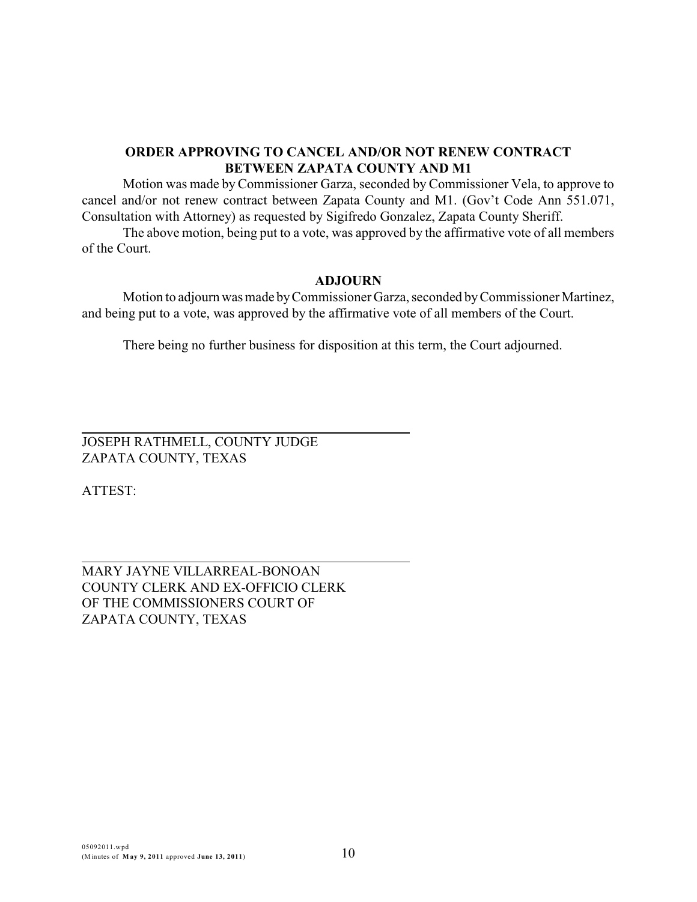**ORDER APPROVING TO CANCEL AND/OR NOT RENEW CONTRACT BETWEEN ZAPATA COUNTY AND M1**

Motion was made by Commissioner Garza, seconded by Commissioner Vela, to approve to cancel and/or not renew contract between Zapata County and M1. (Gov't Code Ann 551.071, Consultation with Attorney) as requested by Sigifredo Gonzalez, Zapata County Sheriff.

The above motion, being put to a vote, was approved by the affirmative vote of all members of the Court.

**ADJOURN**

Motion to adjourn was made by Commissioner Garza, seconded by Commissioner Martinez, and being put to a vote, was approved by the affirmative vote of all members of the Court.

There being no further business for disposition at this term, the Court adjourned.

JOSEPH RATHMELL, COUNTY JUDGE
ZAPATA COUNTY, TEXAS

ATTEST:

MARY JAYNE VILLARREAL-BONOAN
COUNTY CLERK AND EX-OFFICIO CLERK
OF THE COMMISSIONERS COURT OF
ZAPATA COUNTY, TEXAS